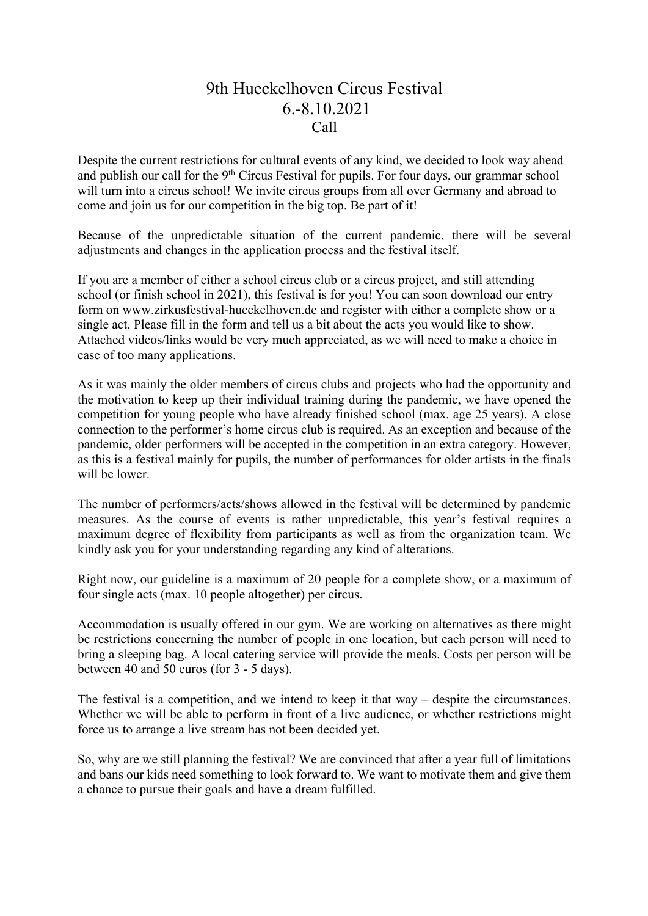# 9th Hueckelhoven Circus Festival

## 6.-8.10.2021

### Call

Despite the current restrictions for cultural events of any kind, we decided to look way ahead and publish our call for the 9th Circus Festival for pupils. For four days, our grammar school will turn into a circus school! We invite circus groups from all over Germany and abroad to come and join us for our competition in the big top. Be part of it!

Because of the unpredictable situation of the current pandemic, there will be several adjustments and changes in the application process and the festival itself.

If you are a member of either a school circus club or a circus project, and still attending school (or finish school in 2021), this festival is for you! You can soon download our entry form on www.zirkusfestival-hueckelhoven.de and register with either a complete show or a single act. Please fill in the form and tell us a bit about the acts you would like to show. Attached videos/links would be very much appreciated, as we will need to make a choice in case of too many applications.

As it was mainly the older members of circus clubs and projects who had the opportunity and the motivation to keep up their individual training during the pandemic, we have opened the competition for young people who have already finished school (max. age 25 years). A close connection to the performer's home circus club is required. As an exception and because of the pandemic, older performers will be accepted in the competition in an extra category. However, as this is a festival mainly for pupils, the number of performances for older artists in the finals will be lower.

The number of performers/acts/shows allowed in the festival will be determined by pandemic measures. As the course of events is rather unpredictable, this year's festival requires a maximum degree of flexibility from participants as well as from the organization team. We kindly ask you for your understanding regarding any kind of alterations.

Right now, our guideline is a maximum of 20 people for a complete show, or a maximum of four single acts (max. 10 people altogether) per circus.

Accommodation is usually offered in our gym. We are working on alternatives as there might be restrictions concerning the number of people in one location, but each person will need to bring a sleeping bag. A local catering service will provide the meals. Costs per person will be between 40 and 50 euros (for 3 - 5 days).

The festival is a competition, and we intend to keep it that way – despite the circumstances. Whether we will be able to perform in front of a live audience, or whether restrictions might force us to arrange a live stream has not been decided yet.

So, why are we still planning the festival? We are convinced that after a year full of limitations and bans our kids need something to look forward to. We want to motivate them and give them a chance to pursue their goals and have a dream fulfilled.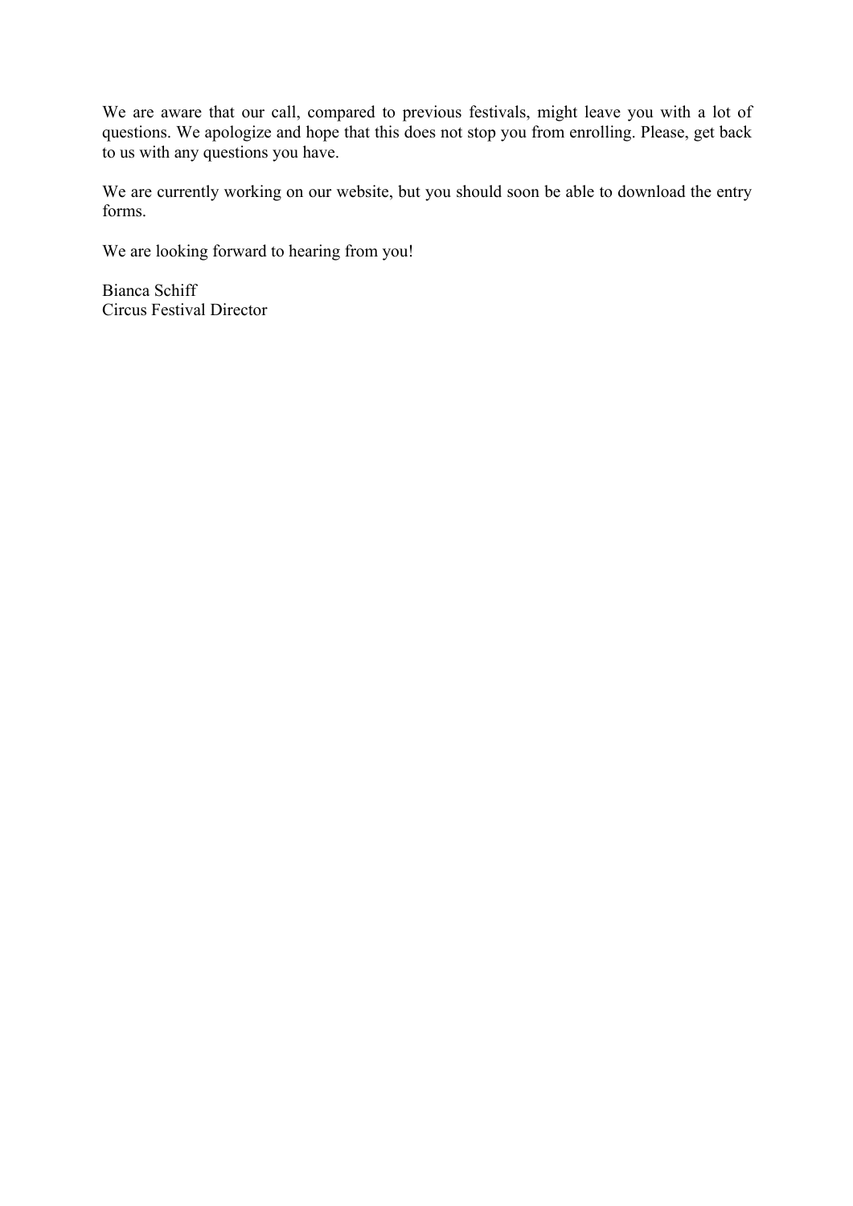We are aware that our call, compared to previous festivals, might leave you with a lot of questions. We apologize and hope that this does not stop you from enrolling. Please, get back to us with any questions you have.

We are currently working on our website, but you should soon be able to download the entry forms.

We are looking forward to hearing from you!

Bianca Schiff  
Circus Festival Director